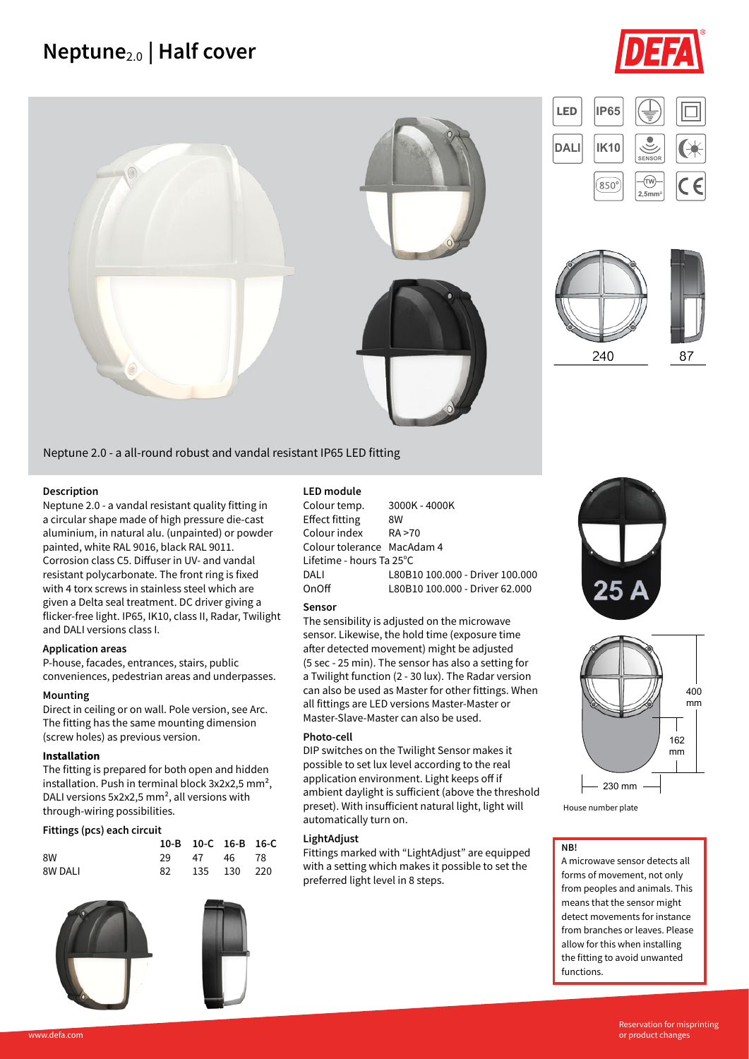# Neptune$_{2.0}$ | Half cover

Neptune 2.0 - a all-round robust and vandal resistant IP65 LED fitting

### Description

Neptune 2.0 - a vandal resistant quality fitting in a circular shape made of high pressure die-cast aluminium, in natural alu. (unpainted) or powder painted, white RAL 9016, black RAL 9011. Corrosion class C5. Diffuser in UV- and vandal resistant polycarbonate. The front ring is fixed with 4 torx screws in stainless steel which are given a Delta seal treatment. DC driver giving a flicker-free light. IP65, IK10, class II, Radar, Twilight and DALI versions class I.

### Application areas

P-house, facades, entrances, stairs, public conveniences, pedestrian areas and underpasses.

### Mounting

Direct in ceiling or on wall. Pole version, see Arc. The fitting has the same mounting dimension (screw holes) as previous version.

### Installation

The fitting is prepared for both open and hidden installation. Push in terminal block 3x2x2,5 mm², DALI versions 5x2x2,5 mm², all versions with through-wiring possibilities.

### Fittings (pcs) each circuit

| | 10-B | 10-C | 16-B | 16-C |
|---|---|---|---|---|
| 8W | 29 | 47 | 46 | 78 |
| 8W DALI | 82 | 135 | 130 | 220 |

### LED module

| | |
|---|---|
| Colour temp. | 3000K - 4000K |
| Effect fitting | 8W |
| Colour index | RA >70 |
| Colour tolerance | MacAdam 4 |
| Lifetime - hours Ta 25°C | |
| DALI | L80B10 100.000 - Driver 100.000 |
| OnOff | L80B10 100.000 - Driver 62.000 |

### Sensor

The sensibility is adjusted on the microwave sensor. Likewise, the hold time (exposure time after detected movement) might be adjusted (5 sec - 25 min). The sensor has also a setting for a Twilight function (2 - 30 lux). The Radar version can also be used as Master for other fittings. When all fittings are LED versions Master-Master or Master-Slave-Master can also be used.

### Photo-cell

DIP switches on the Twilight Sensor makes it possible to set lux level according to the real application environment. Light keeps off if ambient daylight is sufficient (above the threshold preset). With insufficient natural light, light will automatically turn on.

### LightAdjust

Fittings marked with "LightAdjust" are equipped with a setting which makes it possible to set the preferred light level in 8 steps.

240 87

25 A

400 mm
162 mm
230 mm

House number plate

**NB!**

A microwave sensor detects all forms of movement, not only from peoples and animals. This means that the sensor might detect movements for instance from branches or leaves. Please allow for this when installing the fitting to avoid unwanted functions.

www.defa.com

Reservation for misprinting or product changes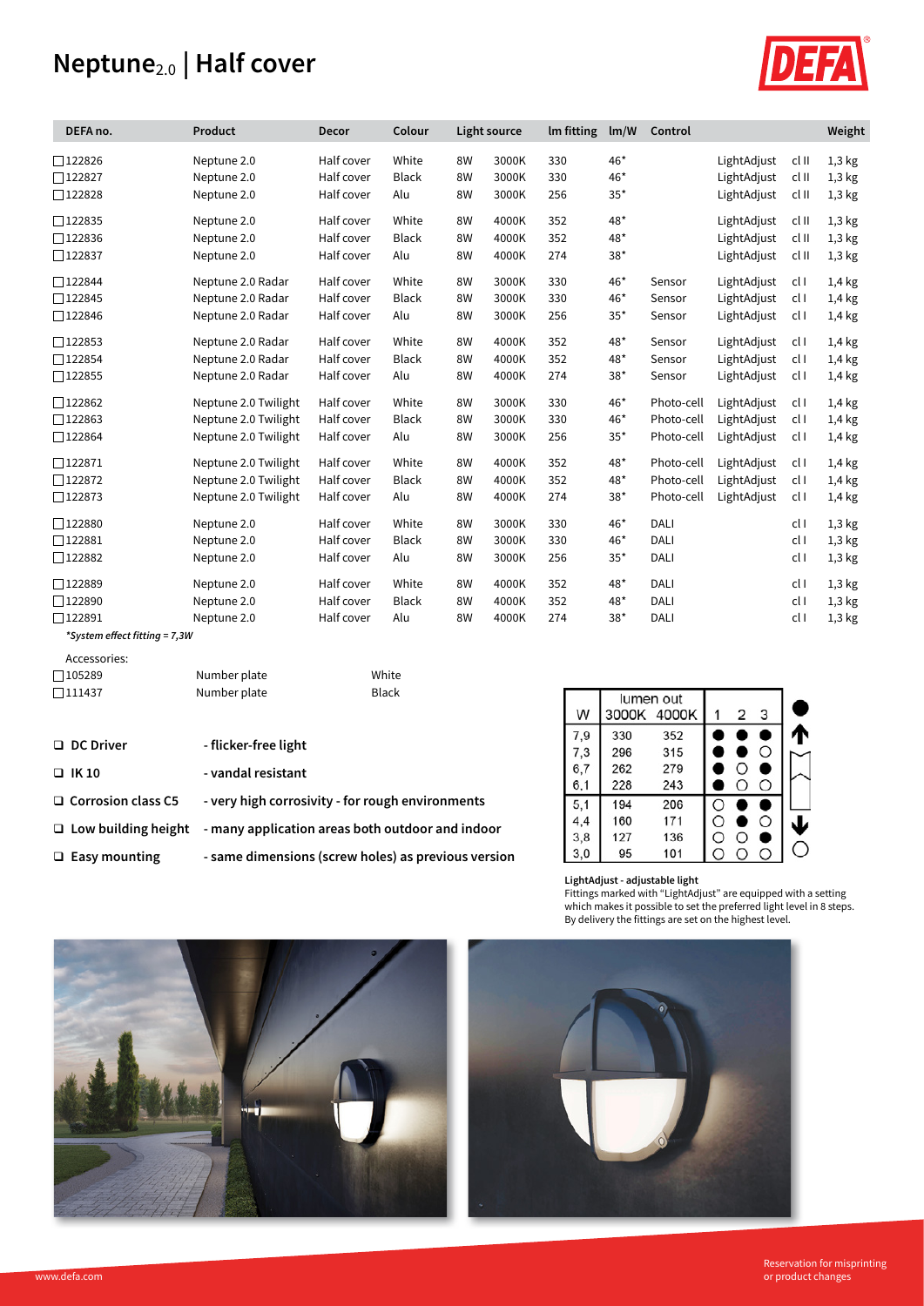# Neptune$_{2.0}$ | Half cover

| DEFA no. | Product | Decor | Colour | Light source | | lm fitting | lm/W | Control | | | Weight |
|---|---|---|---|---|---|---|---|---|---|---|---|
| ☐122826 | Neptune 2.0 | Half cover | White | 8W | 3000K | 330 | 46* | | LightAdjust | cl II | 1,3 kg |
| ☐122827 | Neptune 2.0 | Half cover | Black | 8W | 3000K | 330 | 46* | | LightAdjust | cl II | 1,3 kg |
| ☐122828 | Neptune 2.0 | Half cover | Alu | 8W | 3000K | 256 | 35* | | LightAdjust | cl II | 1,3 kg |
| ☐122835 | Neptune 2.0 | Half cover | White | 8W | 4000K | 352 | 48* | | LightAdjust | cl II | 1,3 kg |
| ☐122836 | Neptune 2.0 | Half cover | Black | 8W | 4000K | 352 | 48* | | LightAdjust | cl II | 1,3 kg |
| ☐122837 | Neptune 2.0 | Half cover | Alu | 8W | 4000K | 274 | 38* | | LightAdjust | cl II | 1,3 kg |
| ☐122844 | Neptune 2.0 Radar | Half cover | White | 8W | 3000K | 330 | 46* | Sensor | LightAdjust | cl I | 1,4 kg |
| ☐122845 | Neptune 2.0 Radar | Half cover | Black | 8W | 3000K | 330 | 46* | Sensor | LightAdjust | cl I | 1,4 kg |
| ☐122846 | Neptune 2.0 Radar | Half cover | Alu | 8W | 3000K | 256 | 35* | Sensor | LightAdjust | cl I | 1,4 kg |
| ☐122853 | Neptune 2.0 Radar | Half cover | White | 8W | 4000K | 352 | 48* | Sensor | LightAdjust | cl I | 1,4 kg |
| ☐122854 | Neptune 2.0 Radar | Half cover | Black | 8W | 4000K | 352 | 48* | Sensor | LightAdjust | cl I | 1,4 kg |
| ☐122855 | Neptune 2.0 Radar | Half cover | Alu | 8W | 4000K | 274 | 38* | Sensor | LightAdjust | cl I | 1,4 kg |
| ☐122862 | Neptune 2.0 Twilight | Half cover | White | 8W | 3000K | 330 | 46* | Photo-cell | LightAdjust | cl I | 1,4 kg |
| ☐122863 | Neptune 2.0 Twilight | Half cover | Black | 8W | 3000K | 330 | 46* | Photo-cell | LightAdjust | cl I | 1,4 kg |
| ☐122864 | Neptune 2.0 Twilight | Half cover | Alu | 8W | 3000K | 256 | 35* | Photo-cell | LightAdjust | cl I | 1,4 kg |
| ☐122871 | Neptune 2.0 Twilight | Half cover | White | 8W | 4000K | 352 | 48* | Photo-cell | LightAdjust | cl I | 1,4 kg |
| ☐122872 | Neptune 2.0 Twilight | Half cover | Black | 8W | 4000K | 352 | 48* | Photo-cell | LightAdjust | cl I | 1,4 kg |
| ☐122873 | Neptune 2.0 Twilight | Half cover | Alu | 8W | 4000K | 274 | 38* | Photo-cell | LightAdjust | cl I | 1,4 kg |
| ☐122880 | Neptune 2.0 | Half cover | White | 8W | 3000K | 330 | 46* | DALI | | cl I | 1,3 kg |
| ☐122881 | Neptune 2.0 | Half cover | Black | 8W | 3000K | 330 | 46* | DALI | | cl I | 1,3 kg |
| ☐122882 | Neptune 2.0 | Half cover | Alu | 8W | 3000K | 256 | 35* | DALI | | cl I | 1,3 kg |
| ☐122889 | Neptune 2.0 | Half cover | White | 8W | 4000K | 352 | 48* | DALI | | cl I | 1,3 kg |
| ☐122890 | Neptune 2.0 | Half cover | Black | 8W | 4000K | 352 | 48* | DALI | | cl I | 1,3 kg |
| ☐122891 | Neptune 2.0 | Half cover | Alu | 8W | 4000K | 274 | 38* | DALI | | cl I | 1,3 kg |

*\*System effect fitting = 7,3W*

Accessories:

| | | |
|---|---|---|
| ☐105289 | Number plate | White |
| ☐111437 | Number plate | Black |

- ☐ **DC Driver** - **flicker-free light**
- ☐ **IK 10** - **vandal resistant**
- ☐ **Corrosion class C5** - **very high corrosivity - for rough environments**
- ☐ **Low building height** - **many application areas both outdoor and indoor**
- ☐ **Easy mounting** - **same dimensions (screw holes) as previous version**

| W | lumen out 3000K | lumen out 4000K | 1 | 2 | 3 |
|---|---|---|---|---|---|
| 7,9 | 330 | 352 | ● | ● | ● |
| 7,3 | 296 | 315 | ● | ● | ○ |
| 6,7 | 262 | 279 | ● | ○ | ● |
| 6,1 | 228 | 243 | ● | ○ | ○ |
| 5,1 | 194 | 206 | ○ | ● | ● |
| 4,4 | 160 | 171 | ○ | ● | ○ |
| 3,8 | 127 | 136 | ○ | ○ | ● |
| 3,0 | 95 | 101 | ○ | ○ | ○ |

**LightAdjust - adjustable light**

Fittings marked with "LightAdjust" are equipped with a setting which makes it possible to set the preferred light level in 8 steps. By delivery the fittings are set on the highest level.

www.defa.com

Reservation for misprinting or product changes